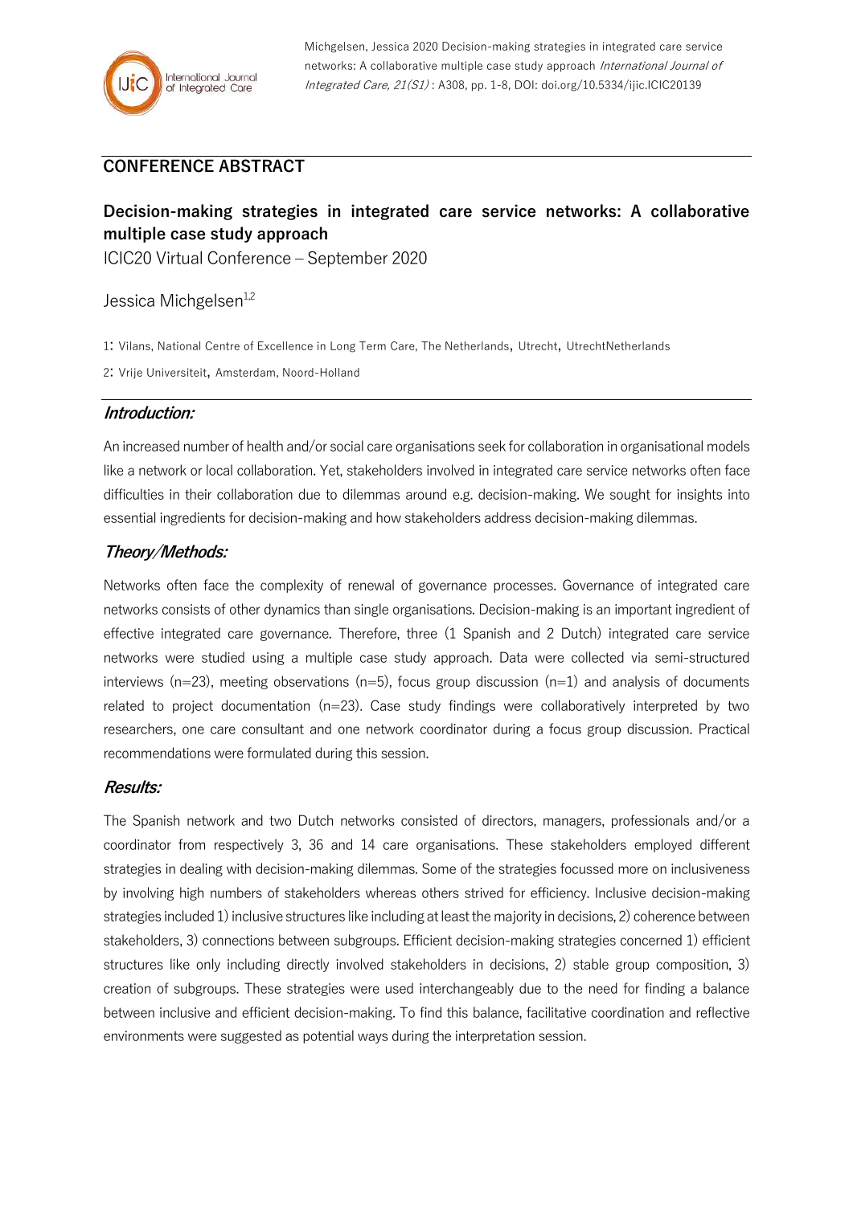Michgelsen, Jessica 2020 Decision-making strategies in integrated care service networks: A collaborative multiple case study approach *International Journal of Integrated Care, 21(S1)* : A308, pp. 1-8, DOI: doi.org/10.5334/ijic.ICIC20139

## CONFERENCE ABSTRACT

# Decision-making strategies in integrated care service networks: A collaborative multiple case study approach

ICIC20 Virtual Conference – September 2020

Jessica Michgelsen[1,2]

1: Vilans, National Centre of Excellence in Long Term Care, The Netherlands, Utrecht, UtrechtNetherlands

2: Vrije Universiteit, Amsterdam, Noord-Holland

### *Introduction:*

An increased number of health and/or social care organisations seek for collaboration in organisational models like a network or local collaboration. Yet, stakeholders involved in integrated care service networks often face difficulties in their collaboration due to dilemmas around e.g. decision-making. We sought for insights into essential ingredients for decision-making and how stakeholders address decision-making dilemmas.

### *Theory/Methods:*

Networks often face the complexity of renewal of governance processes. Governance of integrated care networks consists of other dynamics than single organisations. Decision-making is an important ingredient of effective integrated care governance. Therefore, three (1 Spanish and 2 Dutch) integrated care service networks were studied using a multiple case study approach. Data were collected via semi-structured interviews (n=23), meeting observations (n=5), focus group discussion (n=1) and analysis of documents related to project documentation (n=23). Case study findings were collaboratively interpreted by two researchers, one care consultant and one network coordinator during a focus group discussion. Practical recommendations were formulated during this session.

### *Results:*

The Spanish network and two Dutch networks consisted of directors, managers, professionals and/or a coordinator from respectively 3, 36 and 14 care organisations. These stakeholders employed different strategies in dealing with decision-making dilemmas. Some of the strategies focussed more on inclusiveness by involving high numbers of stakeholders whereas others strived for efficiency. Inclusive decision-making strategies included 1) inclusive structures like including at least the majority in decisions, 2) coherence between stakeholders, 3) connections between subgroups. Efficient decision-making strategies concerned 1) efficient structures like only including directly involved stakeholders in decisions, 2) stable group composition, 3) creation of subgroups. These strategies were used interchangeably due to the need for finding a balance between inclusive and efficient decision-making. To find this balance, facilitative coordination and reflective environments were suggested as potential ways during the interpretation session.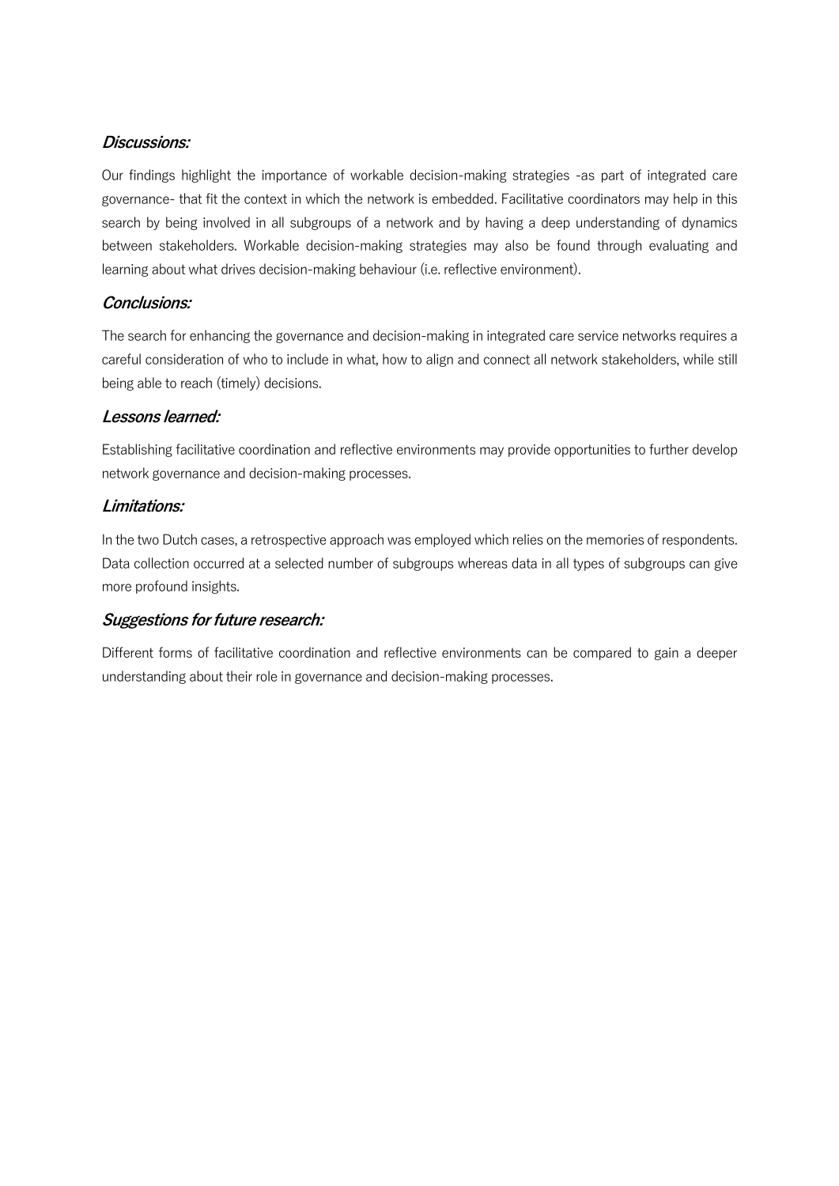### *Discussions:*

Our findings highlight the importance of workable decision-making strategies -as part of integrated care governance- that fit the context in which the network is embedded. Facilitative coordinators may help in this search by being involved in all subgroups of a network and by having a deep understanding of dynamics between stakeholders. Workable decision-making strategies may also be found through evaluating and learning about what drives decision-making behaviour (i.e. reflective environment).

### *Conclusions:*

The search for enhancing the governance and decision-making in integrated care service networks requires a careful consideration of who to include in what, how to align and connect all network stakeholders, while still being able to reach (timely) decisions.

### *Lessons learned:*

Establishing facilitative coordination and reflective environments may provide opportunities to further develop network governance and decision-making processes.

### *Limitations:*

In the two Dutch cases, a retrospective approach was employed which relies on the memories of respondents. Data collection occurred at a selected number of subgroups whereas data in all types of subgroups can give more profound insights.

### *Suggestions for future research:*

Different forms of facilitative coordination and reflective environments can be compared to gain a deeper understanding about their role in governance and decision-making processes.